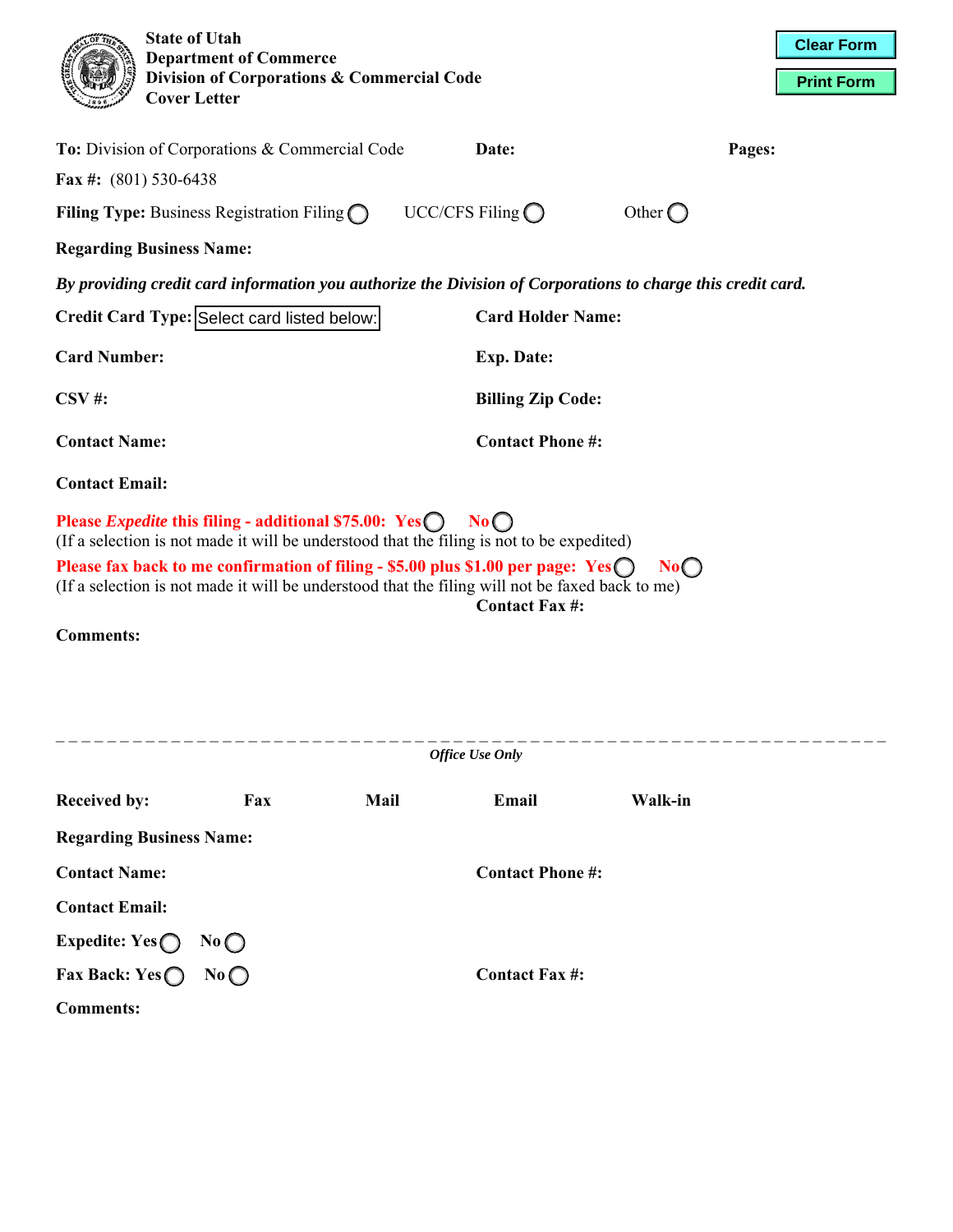**State of Utah**
**Department of Commerce**
**Division of Corporations & Commercial Code**
**Cover Letter**

Clear Form

Print Form

**To:** Division of Corporations & Commercial Code **Date:** **Pages:**

**Fax #:** (801) 530-6438

**Filing Type:** Business Registration Filing ○ UCC/CFS Filing ○ Other ○

**Regarding Business Name:**

***By providing credit card information you authorize the Division of Corporations to charge this credit card.***

**Credit Card Type:** Select card listed below: **Card Holder Name:**

**Card Number:** **Exp. Date:**

**CSV #:** **Billing Zip Code:**

**Contact Name:** **Contact Phone #:**

**Contact Email:**

**Please *Expedite* this filing - additional $75.00: Yes ○ No ○**
(If a selection is not made it will be understood that the filing is not to be expedited)

**Please fax back to me confirmation of filing - $5.00 plus $1.00 per page: Yes ○ No ○**
(If a selection is not made it will be understood that the filing will not be faxed back to me)

**Contact Fax #:**

**Comments:**

---

***Office Use Only***

**Received by:** **Fax** **Mail** **Email** **Walk-in**

**Regarding Business Name:**

**Contact Name:** **Contact Phone #:**

**Contact Email:**

**Expedite: Yes** ○ **No** ○

**Fax Back: Yes** ○ **No** ○ **Contact Fax #:**

**Comments:**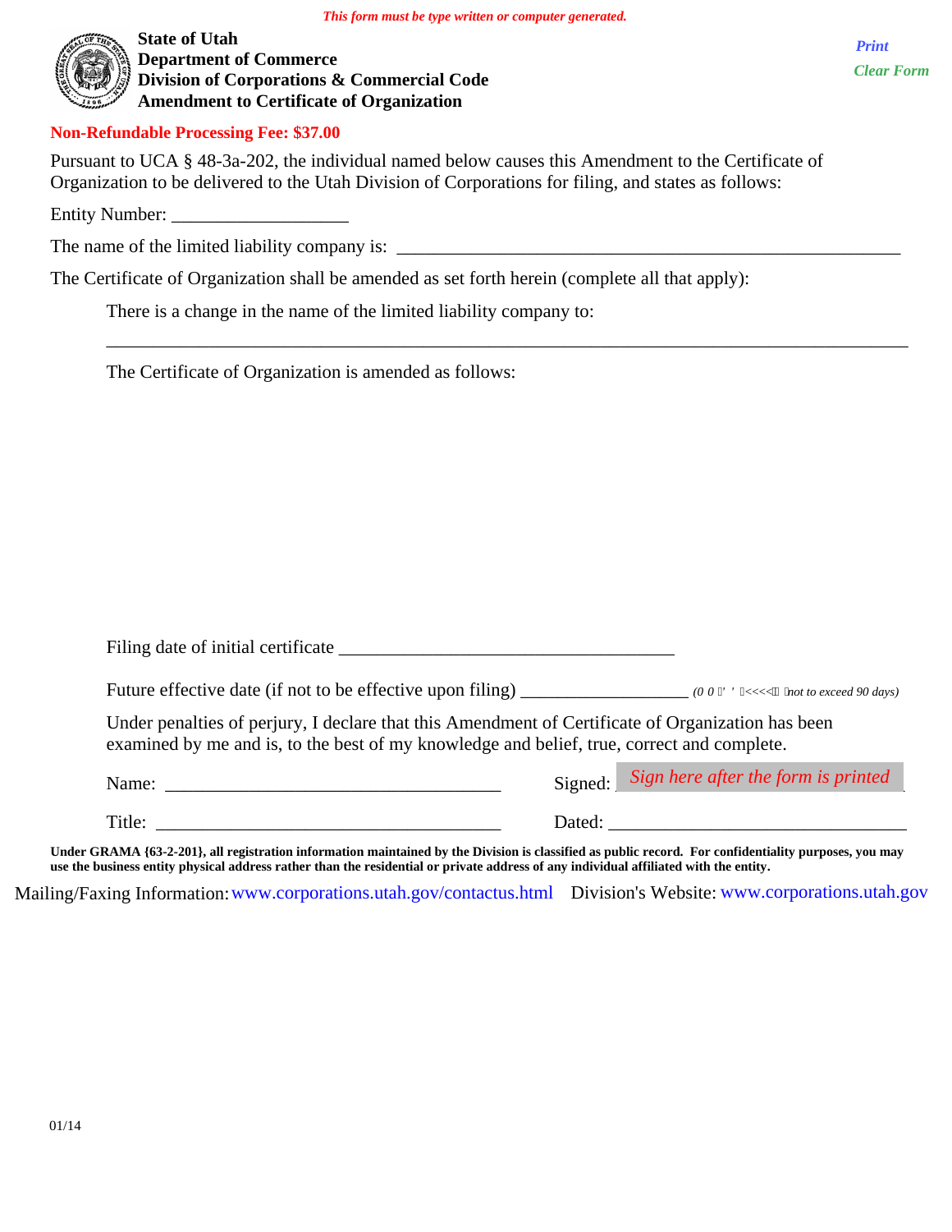*This form must be type written or computer generated.*

**State of Utah**
**Department of Commerce**
**Division of Corporations & Commercial Code**
**Amendment to Certificate of Organization**

*Print*
*Clear Form*

**Non-Refundable Processing Fee: $37.00**

Pursuant to UCA § 48-3a-202, the individual named below causes this Amendment to the Certificate of Organization to be delivered to the Utah Division of Corporations for filing, and states as follows:

Entity Number: ___________________

The name of the limited liability company is: ______________________________________________________

The Certificate of Organization shall be amended as set forth herein (complete all that apply):

There is a change in the name of the limited liability company to:

_____________________________________________________________________________________

The Certificate of Organization is amended as follows:

Filing date of initial certificate ____________________________________

Future effective date (if not to be effective upon filing) __________________ *(MM/DD/YYYY not to exceed 90 days)*

Under penalties of perjury, I declare that this Amendment of Certificate of Organization has been examined by me and is, to the best of my knowledge and belief, true, correct and complete.

Name: ____________________________________ Signed: *Sign here after the form is printed*

Title: _____________________________________ Dated: ________________________________

**Under GRAMA {63-2-201}, all registration information maintained by the Division is classified as public record. For confidentiality purposes, you may use the business entity physical address rather than the residential or private address of any individual affiliated with the entity.**

Mailing/Faxing Information: www.corporations.utah.gov/contactus.html Division's Website: www.corporations.utah.gov

01/14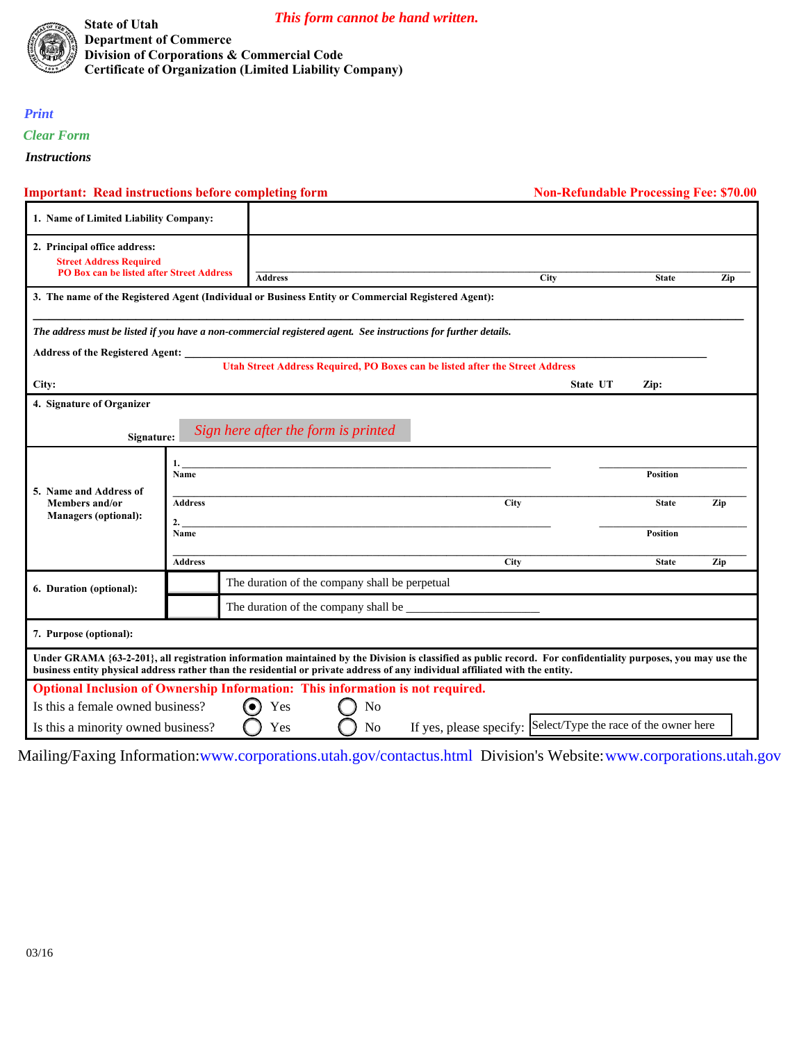*This form cannot be hand written.*

**State of Utah**
**Department of Commerce**
**Division of Corporations & Commercial Code**
**Certificate of Organization (Limited Liability Company)**

*Print*

*Clear Form*

*Instructions*

**Important: Read instructions before completing form** **Non-Refundable Processing Fee: $70.00**

| | |
|---|---|
| **1. Name of Limited Liability Company:** | |
| **2. Principal office address:** Street Address Required PO Box can be listed after Street Address | Address City State Zip |

**3. The name of the Registered Agent (Individual or Business Entity or Commercial Registered Agent):**

_______________________________________________

*The address must be listed if you have a non-commercial registered agent. See instructions for further details.*

**Address of the Registered Agent:** _______________________________________________

Utah Street Address Required, PO Boxes can be listed after the Street Address

**City:** **State UT** **Zip:**

**4. Signature of Organizer**

**Signature:** *Sign here after the form is printed*

**5. Name and Address of Members and/or Managers (optional):**

1. _______________________________ _______________
**Name** **Position**

_______________________________________________
**Address** **City** **State** **Zip**

2. _______________________________ _______________
**Name** **Position**

_______________________________________________
**Address** **City** **State** **Zip**

**6. Duration (optional):**

☐ The duration of the company shall be perpetual

☐ The duration of the company shall be _______________

**7. Purpose (optional):**

**Under GRAMA {63-2-201}, all registration information maintained by the Division is classified as public record. For confidentiality purposes, you may use the business entity physical address rather than the residential or private address of any individual affiliated with the entity.**

**Optional Inclusion of Ownership Information: This information is not required.**

Is this a female owned business? ◉ Yes ○ No

Is this a minority owned business? ○ Yes ○ No If yes, please specify: Select/Type the race of the owner here

Mailing/Faxing Information: www.corporations.utah.gov/contactus.html Division's Website: www.corporations.utah.gov

03/16